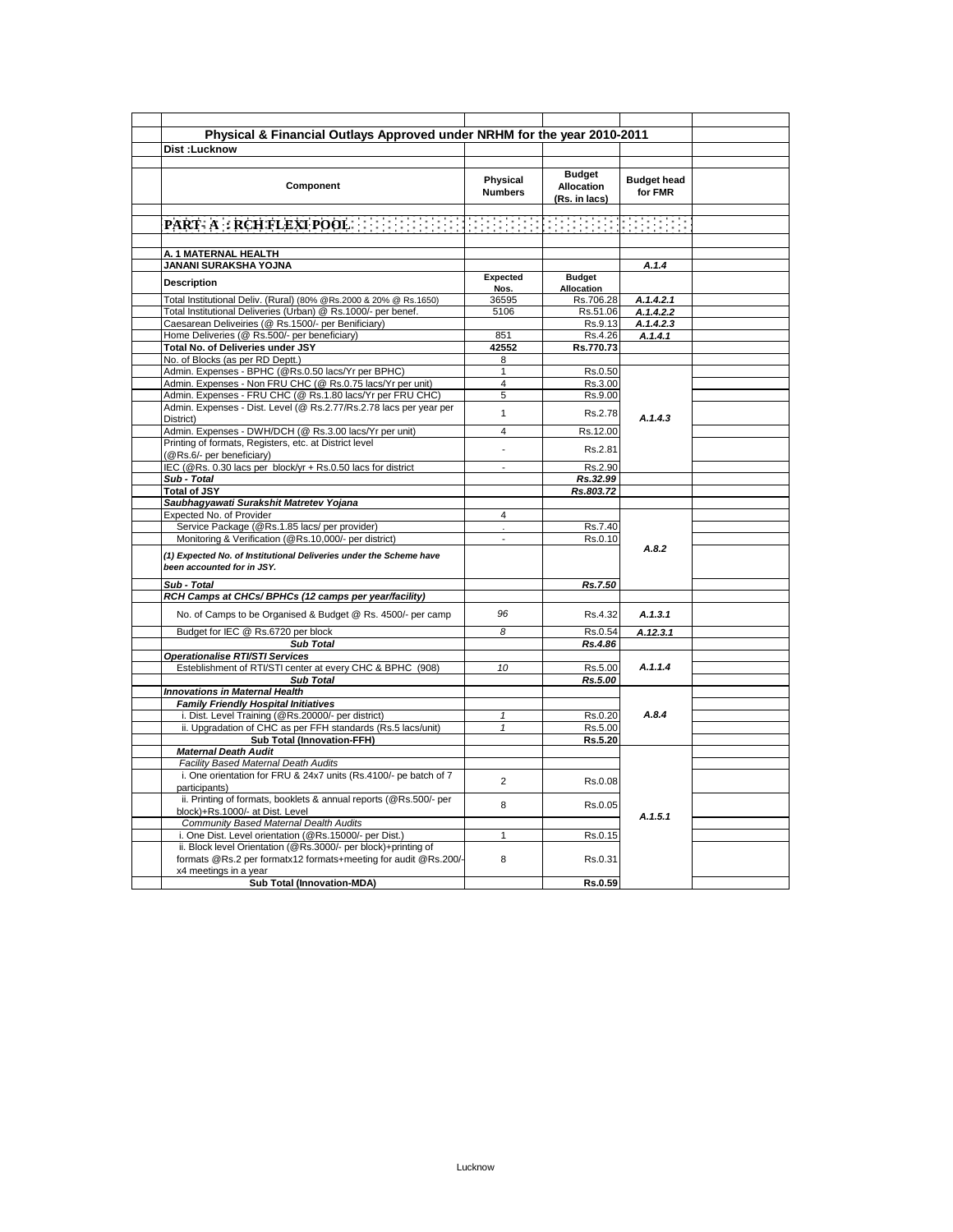## Physical & Financial Outlays Approved under NRHM for the year 2010-2011

**Dist :Lucknow**

| Component | Physical Numbers | Budget Allocation (Rs. in lacs) | Budget head for FMR |
|---|---|---|---|
| **PART- A : RCH FLEXI POOL** | | | |
| **A. 1 MATERNAL HEALTH** | | | |
| **JANANI SURAKSHA YOJNA** | | | *A.1.4* |
| **Description** | **Expected Nos.** | **Budget Allocation** | |
| Total Institutional Deliv. (Rural) (80% @Rs.2000 & 20% @ Rs.1650) | 36595 | Rs.706.28 | *A.1.4.2.1* |
| Total Institutional Deliveries (Urban) @ Rs.1000/- per benef. | 5106 | Rs.51.06 | *A.1.4.2.2* |
| Caesarean Deliveiries (@ Rs.1500/- per Benificiary) | | Rs.9.13 | *A.1.4.2.3* |
| Home Deliveries (@ Rs.500/- per beneficiary) | 851 | Rs.4.26 | *A.1.4.1* |
| **Total No. of Deliveries under JSY** | **42552** | **Rs.770.73** | |
| No. of Blocks (as per RD Deptt.) | 8 | | |
| Admin. Expenses - BPHC (@Rs.0.50 lacs/Yr per BPHC) | 1 | Rs.0.50 | *A.1.4.3* |
| Admin. Expenses - Non FRU CHC (@ Rs.0.75 lacs/Yr per unit) | 4 | Rs.3.00 | |
| Admin. Expenses - FRU CHC (@ Rs.1.80 lacs/Yr per FRU CHC) | 5 | Rs.9.00 | |
| Admin. Expenses - Dist. Level (@ Rs.2.77/Rs.2.78 lacs per year per District) | 1 | Rs.2.78 | |
| Admin. Expenses - DWH/DCH (@ Rs.3.00 lacs/Yr per unit) | 4 | Rs.12.00 | |
| Printing of formats, Registers, etc. at District level (@Rs.6/- per beneficiary) | - | Rs.2.81 | |
| IEC (@Rs. 0.30 lacs per block/yr + Rs.0.50 lacs for district | - | Rs.2.90 | |
| ***Sub - Total*** | | ***Rs.32.99*** | |
| ***Total of JSY*** | | ***Rs.803.72*** | |
| ***Saubhagyawati Surakshit Matretev Yojana*** | | | |
| Expected No. of Provider | 4 | | *A.8.2* |
| Service Package (@Rs.1.85 lacs/ per provider) | . | Rs.7.40 | |
| Monitoring & Verification (@Rs.10,000/- per district) | - | Rs.0.10 | |
| ***(1) Expected No. of Institutional Deliveries under the Scheme have been accounted for in JSY.*** | | | |
| ***Sub - Total*** | | ***Rs.7.50*** | |
| ***RCH Camps at CHCs/ BPHCs (12 camps per year/facility)*** | | | |
| No. of Camps to be Organised & Budget @ Rs. 4500/- per camp | *96* | Rs.4.32 | *A.1.3.1* |
| Budget for IEC @ Rs.6720 per block | *8* | Rs.0.54 | *A.12.3.1* |
| ***Sub Total*** | | ***Rs.4.86*** | |
| ***Operationalise RTI/STI Services*** | | | |
| Esteblishment of RTI/STI center at every CHC & BPHC (908) | *10* | Rs.5.00 | *A.1.1.4* |
| ***Sub Total*** | | ***Rs.5.00*** | |
| ***Innovations in Maternal Health*** | | | |
| ***Family Friendly Hospital Initiatives*** | | | *A.8.4* |
| i. Dist. Level Training (@Rs.20000/- per district) | *1* | Rs.0.20 | |
| ii. Upgradation of CHC as per FFH standards (Rs.5 lacs/unit) | *1* | Rs.5.00 | |
| **Sub Total (Innovation-FFH)** | | **Rs.5.20** | |
| ***Maternal Death Audit*** | | | *A.1.5.1* |
| *Facility Based Maternal Death Audits* | | | |
| i. One orientation for FRU & 24x7 units (Rs.4100/- pe batch of 7 participants) | 2 | Rs.0.08 | |
| ii. Printing of formats, booklets & annual reports (@Rs.500/- per block)+Rs.1000/- at Dist. Level | 8 | Rs.0.05 | |
| *Community Based Maternal Dealth Audits* | | | |
| i. One Dist. Level orientation (@Rs.15000/- per Dist.) | 1 | Rs.0.15 | |
| ii. Block level Orientation (@Rs.3000/- per block)+printing of formats @Rs.2 per formatx12 formats+meeting for audit @Rs.200/- x4 meetings in a year | 8 | Rs.0.31 | |
| **Sub Total (Innovation-MDA)** | | **Rs.0.59** | |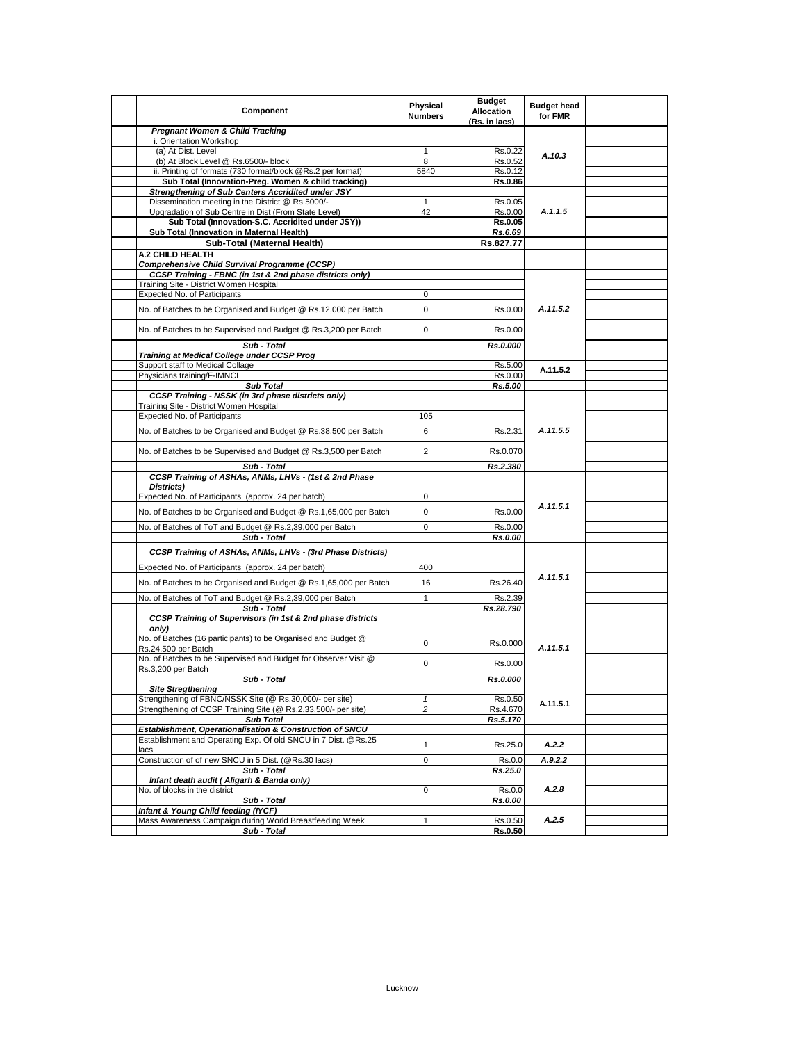| | Component | Physical Numbers | Budget Allocation (Rs. in lacs) | Budget head for FMR | |
|---|---|---|---|---|---|
| | ***Pregnant Women & Child Tracking*** | | | | |
| | i. Orientation Workshop | | | | |
| | (a) At Dist. Level | 1 | Rs.0.22 | *A.10.3* | |
| | (b) At Block Level @ Rs.6500/- block | 8 | Rs.0.52 | | |
| | ii. Printing of formats (730 format/block @Rs.2 per format) | 5840 | Rs.0.12 | | |
| | **Sub Total (Innovation-Preg. Women & child tracking)** | | **Rs.0.86** | | |
| | ***Strengthening of Sub Centers Accridited under JSY*** | | | | |
| | Dissemination meeting in the District @ Rs 5000/- | 1 | Rs.0.05 | *A.1.1.5* | |
| | Upgradation of Sub Centre in Dist (From State Level) | 42 | Rs.0.00 | | |
| | **Sub Total (Innovation-S.C. Accridited under JSY))** | | **Rs.0.05** | | |
| | **Sub Total (Innovation in Maternal Health)** | | ***Rs.6.69*** | | |
| | **Sub-Total (Maternal Health)** | | **Rs.827.77** | | |
| | **A.2 CHILD HEALTH** | | | | |
| | ***Comprehensive Child Survival Programme (CCSP)*** | | | | |
| | ***CCSP Training - FBNC (in 1st & 2nd phase districts only)*** | | | | |
| | Training Site - District Women Hospital | | | | |
| | Expected No. of Participants | 0 | | | |
| | No. of Batches to be Organised and Budget @ Rs.12,000 per Batch | 0 | Rs.0.00 | *A.11.5.2* | |
| | No. of Batches to be Supervised and Budget @ Rs.3,200 per Batch | 0 | Rs.0.00 | | |
| | ***Sub - Total*** | | ***Rs.0.000*** | | |
| | ***Training at Medical College under CCSP Prog*** | | | | |
| | Support staff to Medical Collage | | Rs.5.00 | **A.11.5.2** | |
| | Physicians training/F-IMNCI | | Rs.0.00 | | |
| | ***Sub Total*** | | ***Rs.5.00*** | | |
| | ***CCSP Training - NSSK (in 3rd phase districts only)*** | | | | |
| | Training Site - District Women Hospital | | | | |
| | Expected No. of Participants | 105 | | | |
| | No. of Batches to be Organised and Budget @ Rs.38,500 per Batch | 6 | Rs.2.31 | *A.11.5.5* | |
| | No. of Batches to be Supervised and Budget @ Rs.3,500 per Batch | 2 | Rs.0.070 | | |
| | ***Sub - Total*** | | ***Rs.2.380*** | | |
| | ***CCSP Training of ASHAs, ANMs, LHVs - (1st & 2nd Phase Districts)*** | | | | |
| | Expected No. of Participants (approx. 24 per batch) | 0 | | | |
| | No. of Batches to be Organised and Budget @ Rs.1,65,000 per Batch | 0 | Rs.0.00 | *A.11.5.1* | |
| | No. of Batches of ToT and Budget @ Rs.2,39,000 per Batch | 0 | Rs.0.00 | | |
| | ***Sub - Total*** | | ***Rs.0.00*** | | |
| | ***CCSP Training of ASHAs, ANMs, LHVs - (3rd Phase Districts)*** | | | | |
| | Expected No. of Participants (approx. 24 per batch) | 400 | | | |
| | No. of Batches to be Organised and Budget @ Rs.1,65,000 per Batch | 16 | Rs.26.40 | *A.11.5.1* | |
| | No. of Batches of ToT and Budget @ Rs.2,39,000 per Batch | 1 | Rs.2.39 | | |
| | ***Sub - Total*** | | ***Rs.28.790*** | | |
| | ***CCSP Training of Supervisors (in 1st & 2nd phase districts only)*** | | | | |
| | No. of Batches (16 participants) to be Organised and Budget @ Rs.24,500 per Batch | 0 | Rs.0.000 | *A.11.5.1* | |
| | No. of Batches to be Supervised and Budget for Observer Visit @ Rs.3,200 per Batch | 0 | Rs.0.00 | | |
| | ***Sub - Total*** | | ***Rs.0.000*** | | |
| | ***Site Stregthening*** | | | | |
| | Strengthening of FBNC/NSSK Site (@ Rs.30,000/- per site) | *1* | Rs.0.50 | **A.11.5.1** | |
| | Strengthening of CCSP Training Site (@ Rs.2,33,500/- per site) | *2* | Rs.4.670 | | |
| | ***Sub Total*** | | ***Rs.5.170*** | | |
| | ***Establishment, Operationalisation & Construction of SNCU*** | | | | |
| | Establishment and Operating Exp. Of old SNCU in 7 Dist. @Rs.25 lacs | 1 | Rs.25.0 | ***A.2.2*** | |
| | Construction of of new SNCU in 5 Dist. (@Rs.30 lacs) | 0 | Rs.0.0 | ***A.9.2.2*** | |
| | ***Sub - Total*** | | ***Rs.25.0*** | | |
| | ***Infant death audit ( Aligarh & Banda only)*** | | | | |
| | No. of blocks in the district | 0 | Rs.0.0 | ***A.2.8*** | |
| | ***Sub - Total*** | | ***Rs.0.00*** | | |
| | ***Infant & Young Child feeding (IYCF)*** | | | | |
| | Mass Awareness Campaign during World Breastfeeding Week | 1 | Rs.0.50 | ***A.2.5*** | |
| | ***Sub - Total*** | | **Rs.0.50** | | |

Lucknow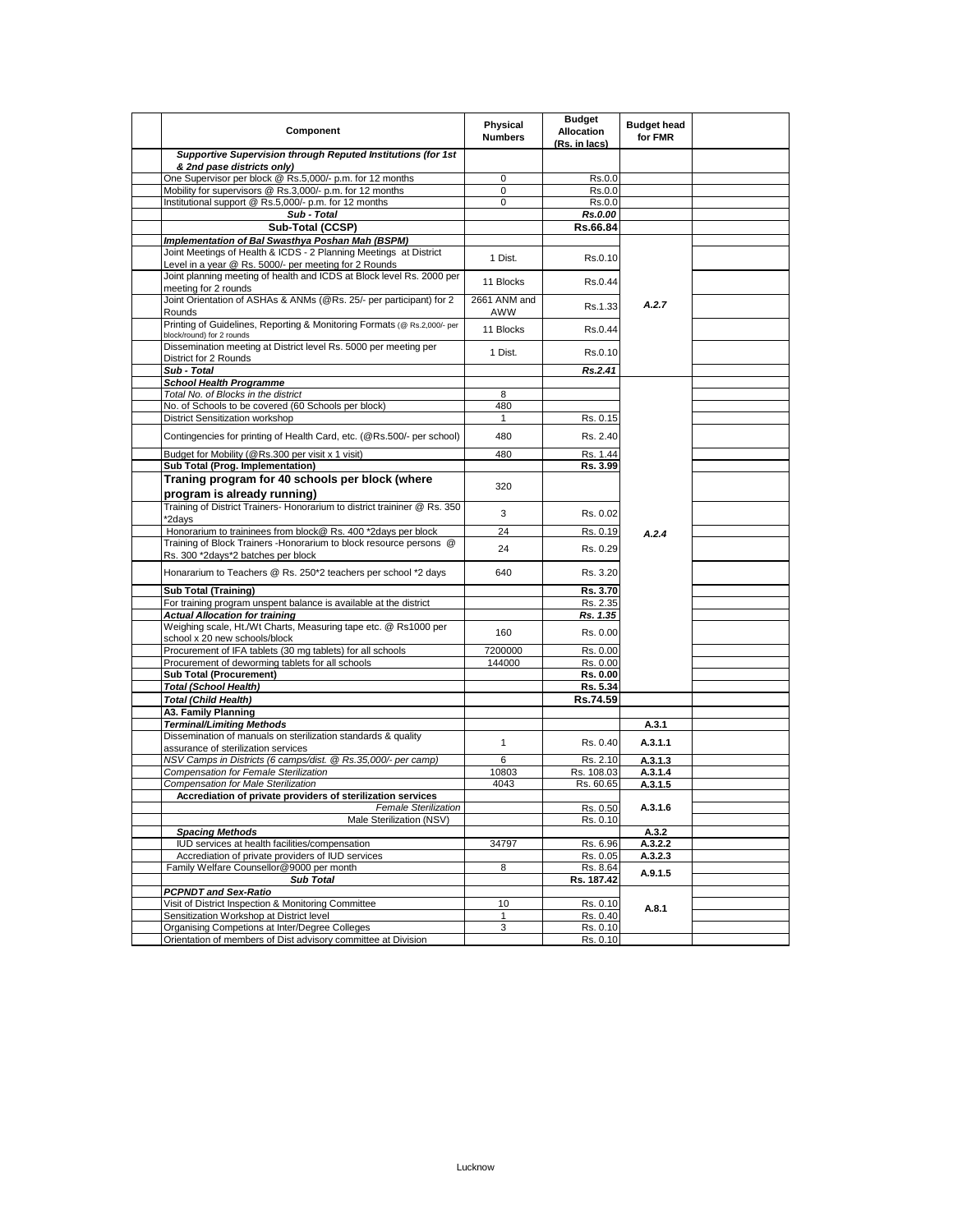| | Component | Physical Numbers | Budget Allocation (Rs. in lacs) | Budget head for FMR | |
|---|---|---|---|---|---|
| | ***Supportive Supervision through Reputed Institutions (for 1st & 2nd pase districts only)*** | | | | |
| | One Supervisor per block @ Rs.5,000/- p.m. for 12 months | 0 | Rs.0.0 | | |
| | Mobility for supervisors @ Rs.3,000/- p.m. for 12 months | 0 | Rs.0.0 | | |
| | Institutional support @ Rs.5,000/- p.m. for 12 months | 0 | Rs.0.0 | | |
| | ***Sub - Total*** | | ***Rs.0.00*** | | |
| | **Sub-Total (CCSP)** | | **Rs.66.84** | | |
| | ***Implementation of Bal Swasthya Poshan Mah (BSPM)*** | | | | |
| | Joint Meetings of Health & ICDS - 2 Planning Meetings at District Level in a year @ Rs. 5000/- per meeting for 2 Rounds | 1 Dist. | Rs.0.10 | ***A.2.7*** | |
| | Joint planning meeting of health and ICDS at Block level Rs. 2000 per meeting for 2 rounds | 11 Blocks | Rs.0.44 | | |
| | Joint Orientation of ASHAs & ANMs (@Rs. 25/- per participant) for 2 Rounds | 2661 ANM and AWW | Rs.1.33 | | |
| | Printing of Guidelines, Reporting & Monitoring Formats (@ Rs.2,000/- per block/round) for 2 rounds | 11 Blocks | Rs.0.44 | | |
| | Dissemination meeting at District level Rs. 5000 per meeting per District for 2 Rounds | 1 Dist. | Rs.0.10 | | |
| | ***Sub - Total*** | | ***Rs.2.41*** | | |
| | ***School Health Programme*** | | | ***A.2.4*** | |
| | *Total No. of Blocks in the district* | 8 | | | |
| | No. of Schools to be covered (60 Schools per block) | 480 | | | |
| | District Sensitization workshop | 1 | Rs. 0.15 | | |
| | Contingencies for printing of Health Card, etc. (@Rs.500/- per school) | 480 | Rs. 2.40 | | |
| | Budget for Mobility (@Rs.300 per visit x 1 visit) | 480 | Rs. 1.44 | | |
| | **Sub Total (Prog. Implementation)** | | **Rs. 3.99** | | |
| | **Traning program for 40 schools per block (where program is already running)** | 320 | | | |
| | Training of District Trainers- Honorarium to district traininer @ Rs. 350 *2days | 3 | Rs. 0.02 | | |
| | Honorarium to traininees from block@ Rs. 400 *2days per block | 24 | Rs. 0.19 | | |
| | Training of Block Trainers -Honorarium to block resource persons @ Rs. 300 *2days*2 batches per block | 24 | Rs. 0.29 | | |
| | Honorarium to Teachers @ Rs. 250*2 teachers per school *2 days | 640 | Rs. 3.20 | | |
| | **Sub Total (Training)** | | **Rs. 3.70** | | |
| | For training program unspent balance is available at the district | | Rs. 2.35 | | |
| | ***Actual Allocation for training*** | | ***Rs. 1.35*** | | |
| | Weighing scale, Ht./Wt Charts, Measuring tape etc. @ Rs1000 per school x 20 new schools/block | 160 | Rs. 0.00 | | |
| | Procurement of IFA tablets (30 mg tablets) for all schools | 7200000 | Rs. 0.00 | | |
| | Procurement of deworming tablets for all schools | 144000 | Rs. 0.00 | | |
| | **Sub Total (Procurement)** | | **Rs. 0.00** | | |
| | ***Total (School Health)*** | | **Rs. 5.34** | | |
| | ***Total (Child Health)*** | | **Rs.74.59** | | |
| | **A3. Family Planning** | | | | |
| | ***Terminal/Limiting Methods*** | | | **A.3.1** | |
| | Dissemination of manuals on sterilization standards & quality assurance of sterilization services | 1 | Rs. 0.40 | **A.3.1.1** | |
| | *NSV Camps in Districts (6 camps/dist. @ Rs.35,000/- per camp)* | 6 | Rs. 2.10 | **A.3.1.3** | |
| | *Compensation for Female Sterilization* | 10803 | Rs. 108.03 | **A.3.1.4** | |
| | *Compensation for Male Sterilization* | 4043 | Rs. 60.65 | **A.3.1.5** | |
| | **Accrediation of private providers of sterilization services** | | | **A.3.1.6** | |
| | *Female Sterilization* | | Rs. 0.50 | | |
| | Male Sterilization (NSV) | | Rs. 0.10 | | |
| | ***Spacing Methods*** | | | **A.3.2** | |
| | IUD services at health facilities/compensation | 34797 | Rs. 6.96 | **A.3.2.2** | |
| | Accrediation of private providers of IUD services | | Rs. 0.05 | **A.3.2.3** | |
| | Family Welfare Counsellor@9000 per month | 8 | Rs. 8.64 | **A.9.1.5** | |
| | ***Sub Total*** | | **Rs. 187.42** | | |
| | ***PCPNDT and Sex-Ratio*** | | | | |
| | Visit of District Inspection & Monitoring Committee | 10 | Rs. 0.10 | **A.8.1** | |
| | Sensitization Workshop at District level | 1 | Rs. 0.40 | | |
| | Organising Competions at Inter/Degree Colleges | 3 | Rs. 0.10 | | |
| | Orientation of members of Dist advisory committee at Division | | Rs. 0.10 | | |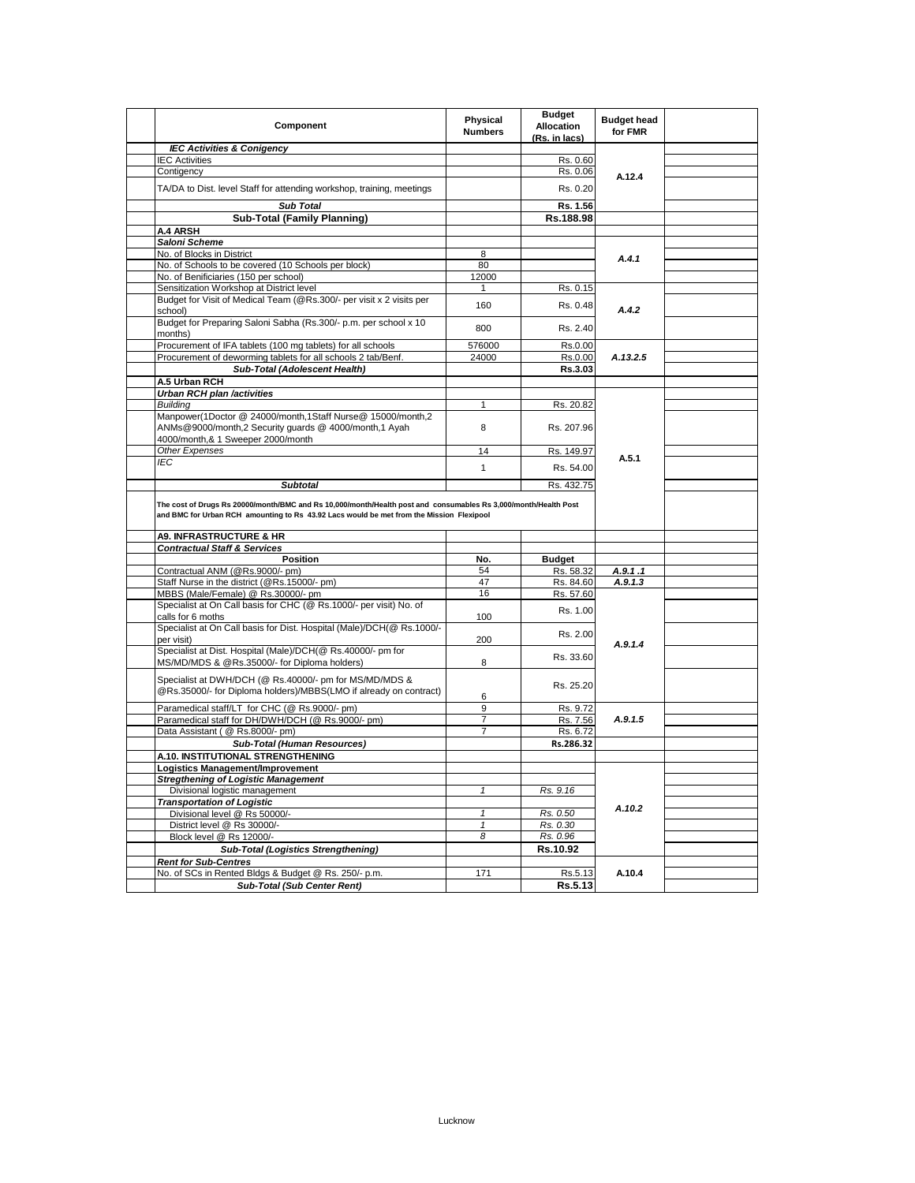| Component | Physical Numbers | Budget Allocation (Rs. in lacs) | Budget head for FMR | |
|---|---|---|---|---|
| ***IEC Activities & Conigency*** | | | | |
| IEC Activities | | Rs. 0.60 | A.12.4 | |
| Contigency | | Rs. 0.06 | | |
| TA/DA to Dist. level Staff for attending workshop, training, meetings | | Rs. 0.20 | | |
| ***Sub Total*** | | **Rs. 1.56** | | |
| **Sub-Total (Family Planning)** | | **Rs.188.98** | | |
| **A.4 ARSH** | | | | |
| ***Saloni Scheme*** | | | | |
| No. of Blocks in District | 8 | | *A.4.1* | |
| No. of Schools to be covered (10 Schools per block) | 80 | | | |
| No. of Benificiaries (150 per school) | 12000 | | | |
| Sensitization Workshop at District level | 1 | Rs. 0.15 | *A.4.2* | |
| Budget for Visit of Medical Team (@Rs.300/- per visit x 2 visits per school) | 160 | Rs. 0.48 | | |
| Budget for Preparing Saloni Sabha (Rs.300/- p.m. per school x 10 months) | 800 | Rs. 2.40 | | |
| Procurement of IFA tablets (100 mg tablets) for all schools | 576000 | Rs.0.00 | *A.13.2.5* | |
| Procurement of deworming tablets for all schools 2 tab/Benf. | 24000 | Rs.0.00 | | |
| ***Sub-Total (Adolescent Health)*** | | **Rs.3.03** | | |
| **A.5 Urban RCH** | | | | |
| ***Urban RCH plan /activities*** | | | A.5.1 | |
| *Building* | 1 | Rs. 20.82 | | |
| Manpower(1Doctor @ 24000/month,1Staff Nurse@ 15000/month,2 ANMs@9000/month,2 Security guards @ 4000/month,1 Ayah 4000/month,& 1 Sweeper 2000/month | 8 | Rs. 207.96 | | |
| *Other Expenses* | 14 | Rs. 149.97 | | |
| *IEC* | 1 | Rs. 54.00 | | |
| ***Subtotal*** | | Rs. 432.75 | | |
| **The cost of Drugs Rs 20000/month/BMC and Rs 10,000/month/Health post and consumables Rs 3,000/month/Health Post and BMC for Urban RCH amounting to Rs 43.92 Lacs would be met from the Mission Flexipool** | | | | |
| **A9. INFRASTRUCTURE & HR** | | | | |
| ***Contractual Staff & Services*** | | | | |
| **Position** | **No.** | **Budget** | | |
| Contractual ANM (@Rs.9000/- pm) | 54 | Rs. 58.32 | *A.9.1 .1* | |
| Staff Nurse in the district (@Rs.15000/- pm) | 47 | Rs. 84.60 | *A.9.1.3* | |
| MBBS (Male/Female) @ Rs.30000/- pm | 16 | Rs. 57.60 | *A.9.1.4* | |
| Specialist at On Call basis for CHC (@ Rs.1000/- per visit) No. of calls for 6 moths | 100 | Rs. 1.00 | | |
| Specialist at On Call basis for Dist. Hospital (Male)/DCH(@ Rs.1000/- per visit) | 200 | Rs. 2.00 | | |
| Specialist at Dist. Hospital (Male)/DCH(@ Rs.40000/- pm for MS/MD/MDS & @Rs.35000/- for Diploma holders) | 8 | Rs. 33.60 | | |
| Specialist at DWH/DCH (@ Rs.40000/- pm for MS/MD/MDS & @Rs.35000/- for Diploma holders)/MBBS(LMO if already on contract) | 6 | Rs. 25.20 | | |
| Paramedical staff/LT for CHC (@ Rs.9000/- pm) | 9 | Rs. 9.72 | A.9.1.5 | |
| Paramedical staff for DH/DWH/DCH (@ Rs.9000/- pm) | 7 | Rs. 7.56 | | |
| Data Assistant ( @ Rs.8000/- pm) | 7 | Rs. 6.72 | | |
| ***Sub-Total (Human Resources)*** | | **Rs.286.32** | | |
| **A.10. INSTITUTIONAL STRENGTHENING** | | | | |
| **Logistics Management/Improvement** | | | A.10.2 | |
| ***Stregthening of Logistic Management*** | | | | |
| Divisional logistic management | *1* | *Rs. 9.16* | | |
| ***Transportation of Logistic*** | | | | |
| Divisional level @ Rs 50000/- | *1* | *Rs. 0.50* | | |
| District level @ Rs 30000/- | *1* | *Rs. 0.30* | | |
| Block level @ Rs 12000/- | *8* | *Rs. 0.96* | | |
| ***Sub-Total (Logistics Strengthening)*** | | **Rs.10.92** | | |
| ***Rent for Sub-Centres*** | | | A.10.4 | |
| No. of SCs in Rented Bldgs & Budget @ Rs. 250/- p.m. | 171 | Rs.5.13 | | |
| ***Sub-Total (Sub Center Rent)*** | | **Rs.5.13** | | |

Lucknow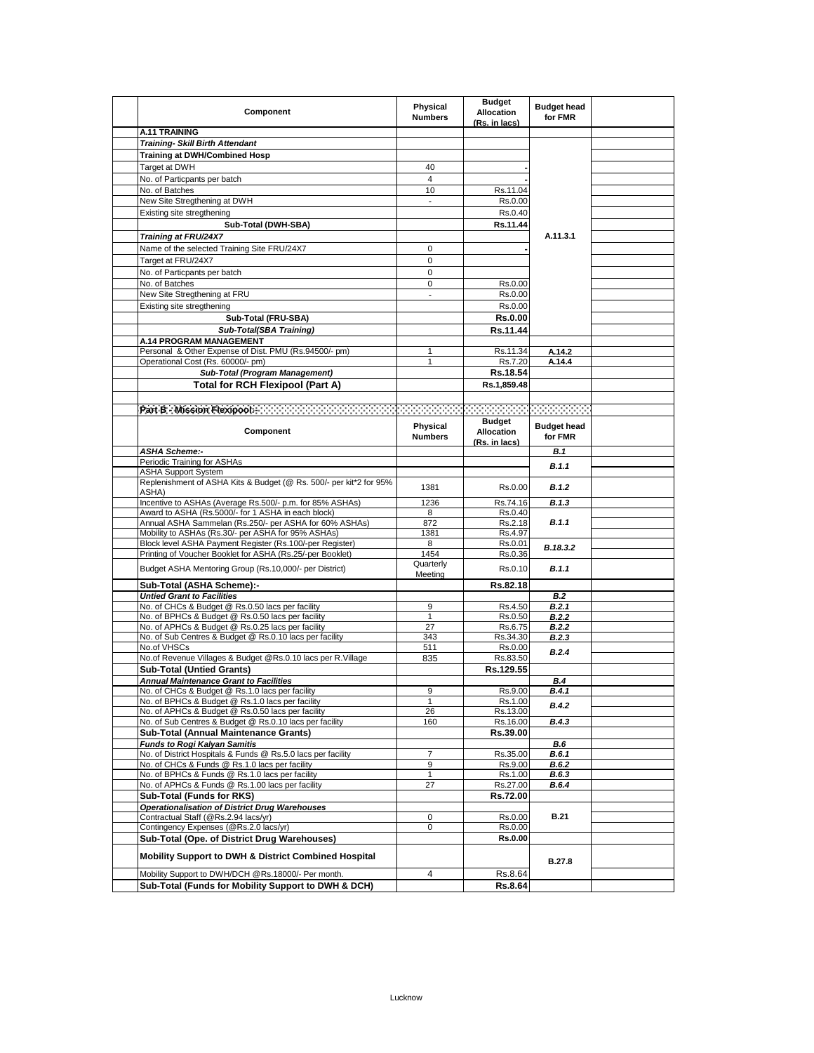| Component | Physical Numbers | Budget Allocation (Rs. in lacs) | Budget head for FMR | |
|---|---|---|---|---|
| **A.11 TRAINING** | | | | |
| ***Training- Skill Birth Attendant*** | | | | |
| **Training at DWH/Combined Hosp** | | | A.11.3.1 | |
| Target at DWH | 40 | - | | |
| No. of Particpants per batch | 4 | - | | |
| No. of Batches | 10 | Rs.11.04 | | |
| New Site Stregthening at DWH | - | Rs.0.00 | | |
| Existing site stregthening | | Rs.0.40 | | |
| **Sub-Total (DWH-SBA)** | | **Rs.11.44** | | |
| ***Training at FRU/24X7*** | | | | |
| Name of the selected Training Site FRU/24X7 | 0 | - | | |
| Target at FRU/24X7 | 0 | | | |
| No. of Particpants per batch | 0 | | | |
| No. of Batches | 0 | Rs.0.00 | | |
| New Site Stregthening at FRU | - | Rs.0.00 | | |
| Existing site stregthening | | Rs.0.00 | | |
| **Sub-Total (FRU-SBA)** | | **Rs.0.00** | | |
| ***Sub-Total(SBA Training)*** | | **Rs.11.44** | | |
| **A.14 PROGRAM MANAGEMENT** | | | | |
| Personal & Other Expense of Dist. PMU (Rs.94500/- pm) | 1 | Rs.11.34 | A.14.2 | |
| Operational Cost (Rs. 60000/- pm) | 1 | Rs.7.20 | A.14.4 | |
| ***Sub-Total (Program Management)*** | | **Rs.18.54** | | |
| **Total for RCH Flexipool (Part A)** | | Rs.1,859.48 | | |
| | | | | |
| **Part B - Mission Flexipool:-** | | | | |
| **Component** | **Physical Numbers** | **Budget Allocation (Rs. in lacs)** | **Budget head for FMR** | |
| ***ASHA Scheme:-*** | | | ***B.1*** | |
| Periodic Training for ASHAs | | | ***B.1.1*** | |
| ASHA Support System | | | | |
| Replenishment of ASHA Kits & Budget (@ Rs. 500/- per kit*2 for 95% ASHA) | 1381 | Rs.0.00 | ***B.1.2*** | |
| Incentive to ASHAs (Average Rs.500/- p.m. for 85% ASHAs) | 1236 | Rs.74.16 | ***B.1.3*** | |
| Award to ASHA (Rs.5000/- for 1 ASHA in each block) | 8 | Rs.0.40 | ***B.1.1*** | |
| Annual ASHA Sammelan (Rs.250/- per ASHA for 60% ASHAs) | 872 | Rs.2.18 | | |
| Mobility to ASHAs (Rs.30/- per ASHA for 95% ASHAs) | 1381 | Rs.4.97 | | |
| Block level ASHA Payment Register (Rs.100/-per Register) | 8 | Rs.0.01 | ***B.18.3.2*** | |
| Printing of Voucher Booklet for ASHA (Rs.25/-per Booklet) | 1454 | Rs.0.36 | | |
| Budget ASHA Mentoring Group (Rs.10,000/- per District) | Quarterly Meeting | Rs.0.10 | ***B.1.1*** | |
| **Sub-Total (ASHA Scheme):-** | | **Rs.82.18** | | |
| ***Untied Grant to Facilities*** | | | ***B.2*** | |
| No. of CHCs & Budget @ Rs.0.50 lacs per facility | 9 | Rs.4.50 | ***B.2.1*** | |
| No. of BPHCs & Budget @ Rs.0.50 lacs per facility | 1 | Rs.0.50 | ***B.2.2*** | |
| No. of APHCs & Budget @ Rs.0.25 lacs per facility | 27 | Rs.6.75 | ***B.2.2*** | |
| No. of Sub Centres & Budget @ Rs.0.10 lacs per facility | 343 | Rs.34.30 | ***B.2.3*** | |
| No.of VHSCs | 511 | Rs.0.00 | ***B.2.4*** | |
| No.of Revenue Villages & Budget @Rs.0.10 lacs per R.Village | 835 | Rs.83.50 | | |
| **Sub-Total (Untied Grants)** | | **Rs.129.55** | | |
| ***Annual Maintenance Grant to Facilities*** | | | ***B.4*** | |
| No. of CHCs & Budget @ Rs.1.0 lacs per facility | 9 | Rs.9.00 | ***B.4.1*** | |
| No. of BPHCs & Budget @ Rs.1.0 lacs per facility | 1 | Rs.1.00 | ***B.4.2*** | |
| No. of APHCs & Budget @ Rs.0.50 lacs per facility | 26 | Rs.13.00 | | |
| No. of Sub Centres & Budget @ Rs.0.10 lacs per facility | 160 | Rs.16.00 | ***B.4.3*** | |
| **Sub-Total (Annual Maintenance Grants)** | | **Rs.39.00** | | |
| ***Funds to Rogi Kalyan Samitis*** | | | ***B.6*** | |
| No. of District Hospitals & Funds @ Rs.5.0 lacs per facility | 7 | Rs.35.00 | ***B.6.1*** | |
| No. of CHCs & Funds @ Rs.1.0 lacs per facility | 9 | Rs.9.00 | ***B.6.2*** | |
| No. of BPHCs & Funds @ Rs.1.0 lacs per facility | 1 | Rs.1.00 | ***B.6.3*** | |
| No. of APHCs & Funds @ Rs.1.00 lacs per facility | 27 | Rs.27.00 | ***B.6.4*** | |
| **Sub-Total (Funds for RKS)** | | **Rs.72.00** | | |
| ***Operationalisation of District Drug Warehouses*** | | | **B.21** | |
| Contractual Staff (@Rs.2.94 lacs/yr) | 0 | Rs.0.00 | | |
| Contingency Expenses (@Rs.2.0 lacs/yr) | 0 | Rs.0.00 | | |
| **Sub-Total (Ope. of District Drug Warehouses)** | | **Rs.0.00** | | |
| **Mobility Support to DWH & District Combined Hospital** | | | **B.27.8** | |
| Mobility Support to DWH/DCH @Rs.18000/- Per month. | 4 | Rs.8.64 | | |
| **Sub-Total (Funds for Mobility Support to DWH & DCH)** | | **Rs.8.64** | | |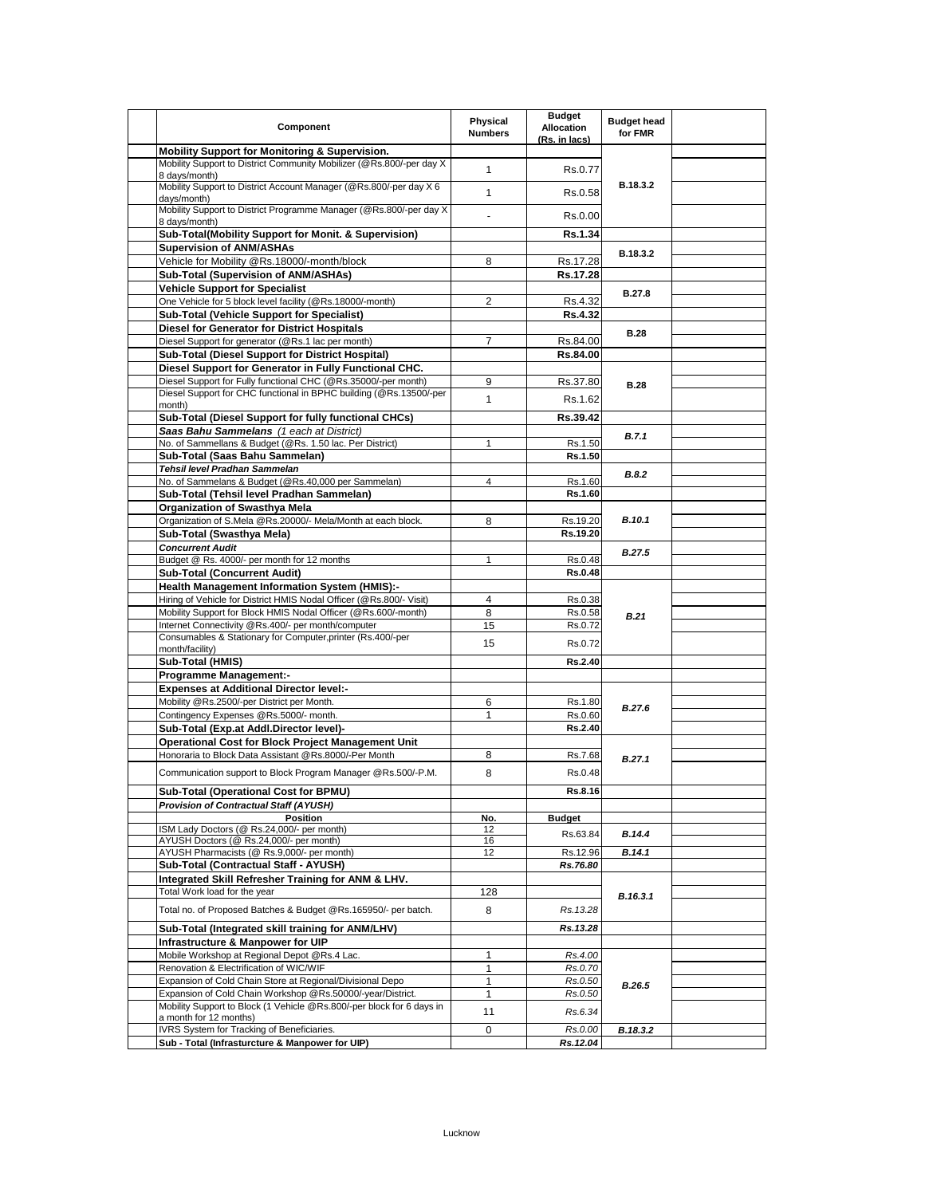| | Component | Physical Numbers | Budget Allocation (Rs. in lacs) | Budget head for FMR | |
|---|---|---|---|---|---|
| | **Mobility Support for Monitoring & Supervision.** | | | | |
| | Mobility Support to District Community Mobilizer (@Rs.800/-per day X 8 days/month) | 1 | Rs.0.77 | B.18.3.2 | |
| | Mobility Support to District Account Manager (@Rs.800/-per day X 6 days/month) | 1 | Rs.0.58 | | |
| | Mobility Support to District Programme Manager (@Rs.800/-per day X 8 days/month) | - | Rs.0.00 | | |
| | **Sub-Total(Mobility Support for Monit. & Supervision)** | | **Rs.1.34** | | |
| | **Supervision of ANM/ASHAs** | | | B.18.3.2 | |
| | Vehicle for Mobility @Rs.18000/-month/block | 8 | Rs.17.28 | | |
| | **Sub-Total (Supervision of ANM/ASHAs)** | | **Rs.17.28** | | |
| | **Vehicle Support for Specialist** | | | B.27.8 | |
| | One Vehicle for 5 block level facility (@Rs.18000/-month) | 2 | Rs.4.32 | | |
| | **Sub-Total (Vehicle Support for Specialist)** | | **Rs.4.32** | | |
| | **Diesel for Generator for District Hospitals** | | | B.28 | |
| | Diesel Support for generator (@Rs.1 lac per month) | 7 | Rs.84.00 | | |
| | **Sub-Total (Diesel Support for District Hospital)** | | **Rs.84.00** | | |
| | **Diesel Support for Generator in Fully Functional CHC.** | | | | |
| | Diesel Support for Fully functional CHC (@Rs.35000/-per month) | 9 | Rs.37.80 | B.28 | |
| | Diesel Support for CHC functional in BPHC building (@Rs.13500/-per month) | 1 | Rs.1.62 | | |
| | **Sub-Total (Diesel Support for fully functional CHCs)** | | **Rs.39.42** | | |
| | ***Saas Bahu Sammelans** (1 each at District)* | | | *B.7.1* | |
| | No. of Sammellans & Budget (@Rs. 1.50 lac. Per District) | 1 | Rs.1.50 | | |
| | **Sub-Total (Saas Bahu Sammelan)** | | **Rs.1.50** | | |
| | ***Tehsil level Pradhan Sammelan*** | | | *B.8.2* | |
| | No. of Sammelans & Budget (@Rs.40,000 per Sammelan) | 4 | Rs.1.60 | | |
| | **Sub-Total (Tehsil level Pradhan Sammelan)** | | **Rs.1.60** | | |
| | **Organization of Swasthya Mela** | | | *B.10.1* | |
| | Organization of S.Mela @Rs.20000/- Mela/Month at each block. | 8 | Rs.19.20 | | |
| | **Sub-Total (Swasthya Mela)** | | **Rs.19.20** | | |
| | ***Concurrent Audit*** | | | *B.27.5* | |
| | Budget @ Rs. 4000/- per month for 12 months | 1 | Rs.0.48 | | |
| | **Sub-Total (Concurrent Audit)** | | **Rs.0.48** | | |
| | **Health Management Information System (HMIS):-** | | | | |
| | Hiring of Vehicle for District HMIS Nodal Officer (@Rs.800/- Visit) | 4 | Rs.0.38 | *B.21* | |
| | Mobility Support for Block HMIS Nodal Officer (@Rs.600/-month) | 8 | Rs.0.58 | | |
| | Internet Connectivity @Rs.400/- per month/computer | 15 | Rs.0.72 | | |
| | Consumables & Stationary for Computer,printer (Rs.400/-per month/facility) | 15 | Rs.0.72 | | |
| | **Sub-Total (HMIS)** | | **Rs.2.40** | | |
| | **Programme Management:-** | | | | |
| | **Expenses at Additional Director level:-** | | | | |
| | Mobility @Rs.2500/-per District per Month. | 6 | Rs.1.80 | *B.27.6* | |
| | Contingency Expenses @Rs.5000/- month. | 1 | Rs.0.60 | | |
| | **Sub-Total (Exp.at Addl.Director level)-** | | **Rs.2.40** | | |
| | **Operational Cost for Block Project Management Unit** | | | | |
| | Honoraria to Block Data Assistant @Rs.8000/-Per Month | 8 | Rs.7.68 | *B.27.1* | |
| | Communication support to Block Program Manager @Rs.500/-P.M. | 8 | Rs.0.48 | | |
| | **Sub-Total (Operational Cost for BPMU)** | | **Rs.8.16** | | |
| | ***Provision of Contractual Staff (AYUSH)*** | | | | |
| | **Position** | **No.** | **Budget** | | |
| | ISM Lady Doctors (@ Rs.24,000/- per month) | 12 | Rs.63.84 | *B.14.4* | |
| | AYUSH Doctors (@ Rs.24,000/- per month) | 16 | | | |
| | AYUSH Pharmacists (@ Rs.9,000/- per month) | 12 | Rs.12.96 | *B.14.1* | |
| | **Sub-Total (Contractual Staff - AYUSH)** | | ***Rs.76.80*** | | |
| | **Integrated Skill Refresher Training for ANM & LHV.** | | | | |
| | Total Work load for the year | 128 | | *B.16.3.1* | |
| | Total no. of Proposed Batches & Budget @Rs.165950/- per batch. | 8 | *Rs.13.28* | | |
| | **Sub-Total (Integrated skill training for ANM/LHV)** | | ***Rs.13.28*** | | |
| | **Infrastructure & Manpower for UIP** | | | | |
| | Mobile Workshop at Regional Depot @Rs.4 Lac. | 1 | *Rs.4.00* | *B.26.5* | |
| | Renovation & Electrification of WIC/WIF | 1 | *Rs.0.70* | | |
| | Expansion of Cold Chain Store at Regional/Divisional Depo | 1 | *Rs.0.50* | | |
| | Expansion of Cold Chain Workshop @Rs.50000/-year/District. | 1 | *Rs.0.50* | | |
| | Mobility Support to Block (1 Vehicle @Rs.800/-per block for 6 days in a month for 12 months) | 11 | *Rs.6.34* | | |
| | IVRS System for Tracking of Beneficiaries. | 0 | *Rs.0.00* | *B.18.3.2* | |
| | **Sub - Total (Infrasturcture & Manpower for UIP)** | | ***Rs.12.04*** | | |

Lucknow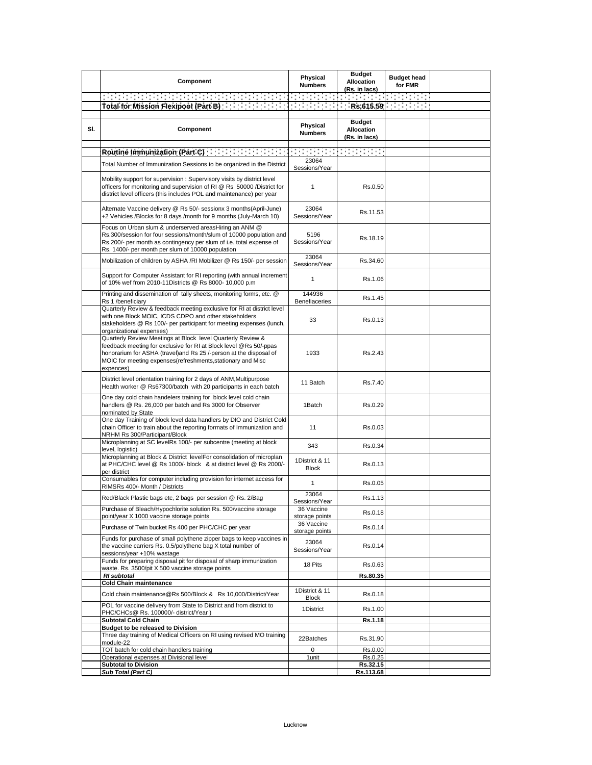| | Component | Physical Numbers | Budget Allocation (Rs. in lacs) | Budget head for FMR | |
|---|---|---|---|---|---|
| | | | | | |
| | **Total for Mission Flexipool (Part B)** | | **Rs.615.59** | | |

| Sl. | Component | Physical Numbers | Budget Allocation (Rs. in lacs) | | |
|---|---|---|---|---|---|
| | **Routine Immunization (Part C)** | | | | |
| | Total Number of Immunization Sessions to be organized in the District | 23064 Sessions/Year | | | |
| | Mobility support for supervision : Supervisory visits by district level officers for monitoring and supervision of RI @ Rs 50000 /District for district level officers (this includes POL and maintenance) per year | 1 | Rs.0.50 | | |
| | Alternate Vaccine delivery @ Rs 50/- sessionx 3 months(April-June) +2 Vehicles /Blocks for 8 days /month for 9 months (July-March 10) | 23064 Sessions/Year | Rs.11.53 | | |
| | Focus on Urban slum & underserved areasHiring an ANM @ Rs.300/session for four sessions/month/slum of 10000 population and Rs.200/- per month as contingency per slum of i.e. total expense of Rs. 1400/- per month per slum of 10000 population | 5196 Sessions/Year | Rs.18.19 | | |
| | Mobilization of children by ASHA /RI Mobilizer @ Rs 150/- per session | 23064 Sessions/Year | Rs.34.60 | | |
| | Support for Computer Assistant for RI reporting (with annual increment of 10% wef from 2010-11Districts @ Rs 8000- 10,000 p.m | 1 | Rs.1.06 | | |
| | Printing and dissemination of tally sheets, monitoring forms, etc. @ Rs 1 /beneficiary | 144936 Benefiaceries | Rs.1.45 | | |
| | Quarterly Review & feedback meeting exclusive for RI at district level with one Block MOIC, ICDS CDPO and other stakeholders stakeholders @ Rs 100/- per participant for meeting expenses (lunch, organizational expenses) | 33 | Rs.0.13 | | |
| | Quarterly Review Meetings at Block level Quarterly Review & feedback meeting for exclusive for RI at Block level @Rs 50/-ppas honorarium for ASHA (travel)and Rs 25 /-person at the disposal of MOIC for meeting expenses(refreshments,stationary and Misc expences) | 1933 | Rs.2.43 | | |
| | District level orientation training for 2 days of ANM,Multipurpose Health worker @ Rs67300/batch with 20 participants in each batch | 11 Batch | Rs.7.40 | | |
| | One day cold chain handelers training for block level cold chain handlers @ Rs. 26,000 per batch and Rs 3000 for Observer nominated by State | 1Batch | Rs.0.29 | | |
| | One day Training of block level data handlers by DIO and District Cold chain Officer to train about the reporting formats of Immunization and NRHM Rs 300/Participant/Block | 11 | Rs.0.03 | | |
| | Microplanning at SC levelRs 100/- per subcentre (meeting at block level, logistic) | 343 | Rs.0.34 | | |
| | Microplanning at Block & District levelFor consolidation of microplan at PHC/CHC level @ Rs 1000/- block & at district level @ Rs 2000/- per district | 1District & 11 Block | Rs.0.13 | | |
| | Consumables for computer including provision for internet access for RIMSRs 400/- Month / Districts | 1 | Rs.0.05 | | |
| | Red/Black Plastic bags etc, 2 bags per session @ Rs. 2/Bag | 23064 Sessions/Year | Rs.1.13 | | |
| | Purchase of Bleach/Hypochlorite solution Rs. 500/vaccine storage point/year X 1000 vaccine storage points | 36 Vaccine storage points | Rs.0.18 | | |
| | Purchase of Twin bucket Rs 400 per PHC/CHC per year | 36 Vaccine storage points | Rs.0.14 | | |
| | Funds for purchase of small polythene zipper bags to keep vaccines in the vaccine carriers Rs. 0.5/polythene bag X total number of sessions/year +10% wastage | 23064 Sessions/Year | Rs.0.14 | | |
| | Funds for preparing disposal pit for disposal of sharp immunization waste. Rs. 3500/pit X 500 vaccine storage points | 18 Pits | Rs.0.63 | | |
| | ***RI subtotal*** | | **Rs.80.35** | | |
| | **Cold Chain maintenance** | | | | |
| | Cold chain maintenance@Rs 500/Block & Rs 10,000/District/Year | 1District & 11 Block | Rs.0.18 | | |
| | POL for vaccine delivery from State to District and from district to PHC/CHCs@ Rs. 100000/- district/Year ) | 1District | Rs.1.00 | | |
| | **Subtotal Cold Chain** | | **Rs.1.18** | | |
| | **Budget to be released to Division** | | | | |
| | Three day training of Medical Officers on RI using revised MO training module-22 | 22Batches | Rs.31.90 | | |
| | TOT batch for cold chain handlers training | 0 | Rs.0.00 | | |
| | Operational expenses at Divisional level | 1unit | Rs.0.25 | | |
| | **Subtotal to Division** | | **Rs.32.15** | | |
| | ***Sub Total (Part C)*** | | **Rs.113.68** | | |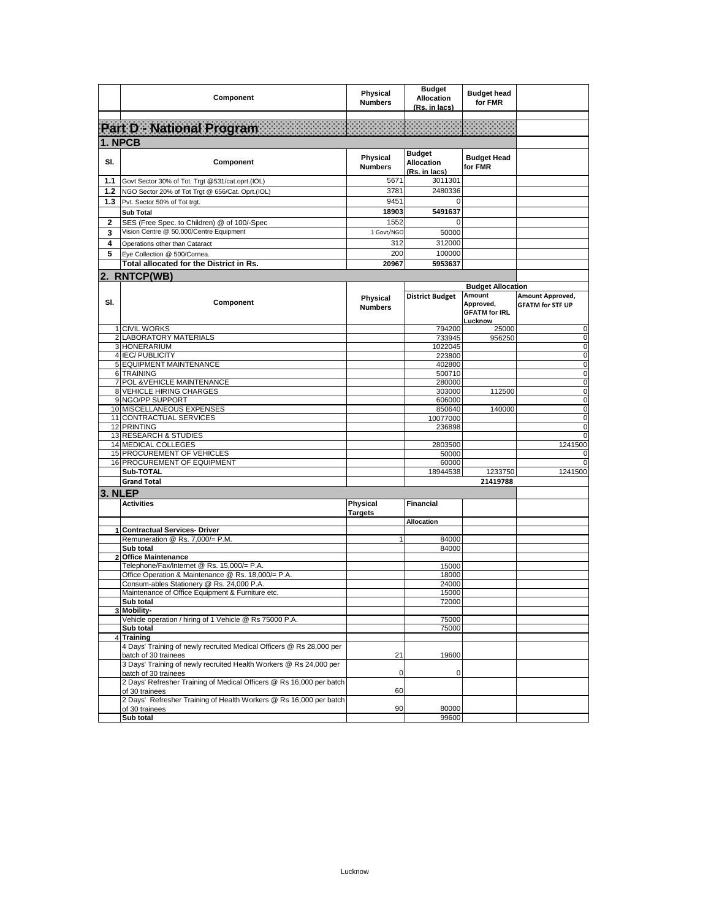| | Component | Physical Numbers | Budget Allocation (Rs. in lacs) | Budget head for FMR | |
|---|---|---|---|---|---|

## Part D - National Program

### 1. NPCB

| Sl. | Component | Physical Numbers | Budget Allocation (Rs. in lacs) | Budget Head for FMR | |
|---|---|---|---|---|---|
| 1.1 | Govt Sector 30% of Tot. Trgt @531/cat.oprt.(IOL) | 5671 | 3011301 | | |
| 1.2 | NGO Sector 20% of Tot Trgt @ 656/Cat. Oprt.(IOL) | 3781 | 2480336 | | |
| 1.3 | Pvt. Sector 50% of Tot trgt. | 9451 | 0 | | |
| | **Sub Total** | **18903** | **5491637** | | |
| 2 | SES (Free Spec. to Children) @ of 100/-Spec | 1552 | 0 | | |
| 3 | Vision Centre @ 50,000/Centre Equipment | 1 Govt/NGO | 50000 | | |
| 4 | Operations other than Cataract | 312 | 312000 | | |
| 5 | Eye Collection @ 500/Cornea. | 200 | 100000 | | |
| | **Total allocated for the District in Rs.** | **20967** | **5953637** | | |

### 2. RNTCP(WB)

| Sl. | Component | Physical Numbers | Budget Allocation | | |
|---|---|---|---|---|---|
| | | | District Budget | Amount Approved, GFATM for IRL Lucknow | Amount Approved, GFATM for STF UP |
| 1 | CIVIL WORKS | | 794200 | 25000 | 0 |
| 2 | LABORATORY MATERIALS | | 733945 | 956250 | 0 |
| 3 | HONERARIUM | | 1022045 | | 0 |
| 4 | IEC/ PUBLICITY | | 223800 | | 0 |
| 5 | EQUIPMENT MAINTENANCE | | 402800 | | 0 |
| 6 | TRAINING | | 500710 | | 0 |
| 7 | POL &VEHICLE MAINTENANCE | | 280000 | | 0 |
| 8 | VEHICLE HIRING CHARGES | | 303000 | 112500 | 0 |
| 9 | NGO/PP SUPPORT | | 606000 | | 0 |
| 10 | MISCELLANEOUS EXPENSES | | 850640 | 140000 | 0 |
| 11 | CONTRACTUAL SERVICES | | 10077000 | | 0 |
| 12 | PRINTING | | 236898 | | 0 |
| 13 | RESEARCH & STUDIES | | | | 0 |
| 14 | MEDICAL COLLEGES | | 2803500 | | 1241500 |
| 15 | PROCUREMENT OF VEHICLES | | 50000 | | 0 |
| 16 | PROCUREMENT OF EQUIPMENT | | 60000 | | 0 |
| | **Sub-TOTAL** | | 18944538 | 1233750 | 1241500 |
| | **Grand Total** | | | **21419788** | |

### 3. NLEP

| | Activities | Physical Targets | Financial | | |
|---|---|---|---|---|---|
| | | | **Allocation** | | |
| **1** | **Contractual Services- Driver** | | | | |
| | Remuneration @ Rs. 7,000/= P.M. | 1 | 84000 | | |
| | **Sub total** | | 84000 | | |
| **2** | **Office Maintenance** | | | | |
| | Telephone/Fax/Internet @ Rs. 15,000/= P.A. | | 15000 | | |
| | Office Operation & Maintenance @ Rs. 18,000/= P.A. | | 18000 | | |
| | Consum-ables Stationery @ Rs. 24,000 P.A. | | 24000 | | |
| | Maintenance of Office Equipment & Furniture etc. | | 15000 | | |
| | **Sub total** | | 72000 | | |
| **3** | **Mobility-** | | | | |
| | Vehicle operation / hiring of 1 Vehicle @ Rs 75000 P.A. | | 75000 | | |
| | **Sub total** | | 75000 | | |
| 4 | **Training** | | | | |
| | 4 Days' Training of newly recruited Medical Officers @ Rs 28,000 per batch of 30 trainees | 21 | 19600 | | |
| | 3 Days' Training of newly recruited Health Workers @ Rs 24,000 per batch of 30 trainees | 0 | 0 | | |
| | 2 Days' Refresher Training of Medical Officers @ Rs 16,000 per batch of 30 trainees | 60 | | | |
| | 2 Days' Refresher Training of Health Workers @ Rs 16,000 per batch of 30 trainees | 90 | 80000 | | |
| | **Sub total** | | 99600 | | |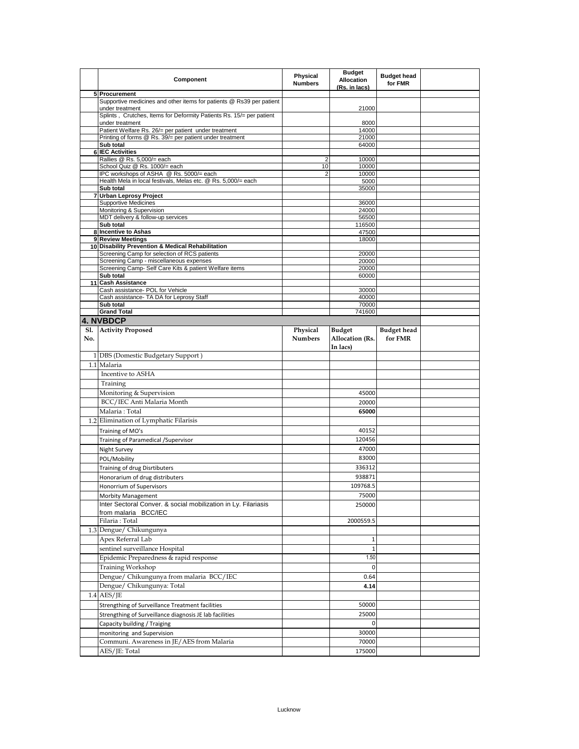|  | Component | Physical Numbers | Budget Allocation (Rs. in lacs) | Budget head for FMR |  |
|---|---|---|---|---|---|
| 5 | **Procurement** |  |  |  |  |
|  | Supportive medicines and other items for patients @ Rs39 per patient under treatment |  | 21000 |  |  |
|  | Splints , Crutches, Items for Deformity Patients Rs. 15/= per patient under treatment |  | 8000 |  |  |
|  | Patient Welfare Rs. 26/= per patient under treatment |  | 14000 |  |  |
|  | Printing of forms @ Rs. 39/= per patient under treatment |  | 21000 |  |  |
|  | **Sub total** |  | 64000 |  |  |
| 6 | **IEC Activities** |  |  |  |  |
|  | Rallies @ Rs. 5,000/= each | 2 | 10000 |  |  |
|  | School Quiz @ Rs. 1000/= each | 10 | 10000 |  |  |
|  | IPC workshops of ASHA @ Rs. 5000/= each | 2 | 10000 |  |  |
|  | Health Mela in local festivals, Melas etc. @ Rs. 5,000/= each |  | 5000 |  |  |
|  | **Sub total** |  | 35000 |  |  |
| 7 | **Urban Leprosy Project** |  |  |  |  |
|  | Supportive Medicines |  | 36000 |  |  |
|  | Monitoring & Supervision |  | 24000 |  |  |
|  | MDT delivery & follow-up services |  | 56500 |  |  |
|  | **Sub total** |  | 116500 |  |  |
| 8 | **Incentive to Ashas** |  | 47500 |  |  |
| 9 | **Review Meetings** |  | 18000 |  |  |
| 10 | **Disability Prevention & Medical Rehabilitation** |  |  |  |  |
|  | Screening Camp for selection of RCS patients |  | 20000 |  |  |
|  | Screening Camp - miscellaneous expenses |  | 20000 |  |  |
|  | Screening Camp- Self Care Kits & patient Welfare items |  | 20000 |  |  |
|  | **Sub total** |  | 60000 |  |  |
| 11 | **Cash Assistance** |  |  |  |  |
|  | Cash assistance- POL for Vehicle |  | 30000 |  |  |
|  | Cash assistance- TA DA for Leprosy Staff |  | 40000 |  |  |
|  | **Sub total** |  | 70000 |  |  |
|  | **Grand Total** |  | 741600 |  |  |

## 4. NVBDCP

| Sl. No. | Activity Proposed | Physical Numbers | Budget Allocation (Rs. In lacs) | Budget head for FMR |  |
|---|---|---|---|---|---|
| 1 | DBS (Domestic Budgetary Support ) |  |  |  |  |
| 1.1 | Malaria |  |  |  |  |
|  | Incentive to ASHA |  |  |  |  |
|  | Training |  |  |  |  |
|  | Monitoring & Supervision |  | 45000 |  |  |
|  | BCC/IEC Anti Malaria Month |  | 20000 |  |  |
|  | Malaria : Total |  | **65000** |  |  |
| 1.2 | Elimination of Lymphatic Filarisis |  |  |  |  |
|  | Training of MO's |  | 40152 |  |  |
|  | Training of Paramedical /Supervisor |  | 120456 |  |  |
|  | Night Survey |  | 47000 |  |  |
|  | POL/Mobility |  | 83000 |  |  |
|  | Training of drug Disrtibuters |  | 336312 |  |  |
|  | Honorarium of drug distributers |  | 938871 |  |  |
|  | Honorrium of Supervisors |  | 109768.5 |  |  |
|  | Morbity Management |  | 75000 |  |  |
|  | Inter Sectoral Conver. & social mobilization in Ly. Filariasis from malaria BCC/IEC |  | 250000 |  |  |
|  | Filaria : Total |  | 2000559.5 |  |  |
| 1.3 | Dengue/ Chikungunya |  |  |  |  |
|  | Apex Referral Lab |  | 1 |  |  |
|  | sentinel surveillance Hospital |  | 1 |  |  |
|  | Epidemic Preparedness & rapid response |  | 1.50 |  |  |
|  | Training Workshop |  | 0 |  |  |
|  | Dengue/ Chikungunya from malaria BCC/IEC |  | 0.64 |  |  |
|  | Dengue/ Chikungunya: Total |  | **4.14** |  |  |
| 1.4 | AES/JE |  |  |  |  |
|  | Strengthing of Surveillance Treatment facilities |  | 50000 |  |  |
|  | Strengthing of Surveillance diagnosis JE lab facilities |  | 25000 |  |  |
|  | Capacity building / Traiging |  | 0 |  |  |
|  | monitoring and Supervision |  | 30000 |  |  |
|  | Communi. Awareness in JE/AES from Malaria |  | 70000 |  |  |
|  | AES/JE: Total |  | 175000 |  |  |

Lucknow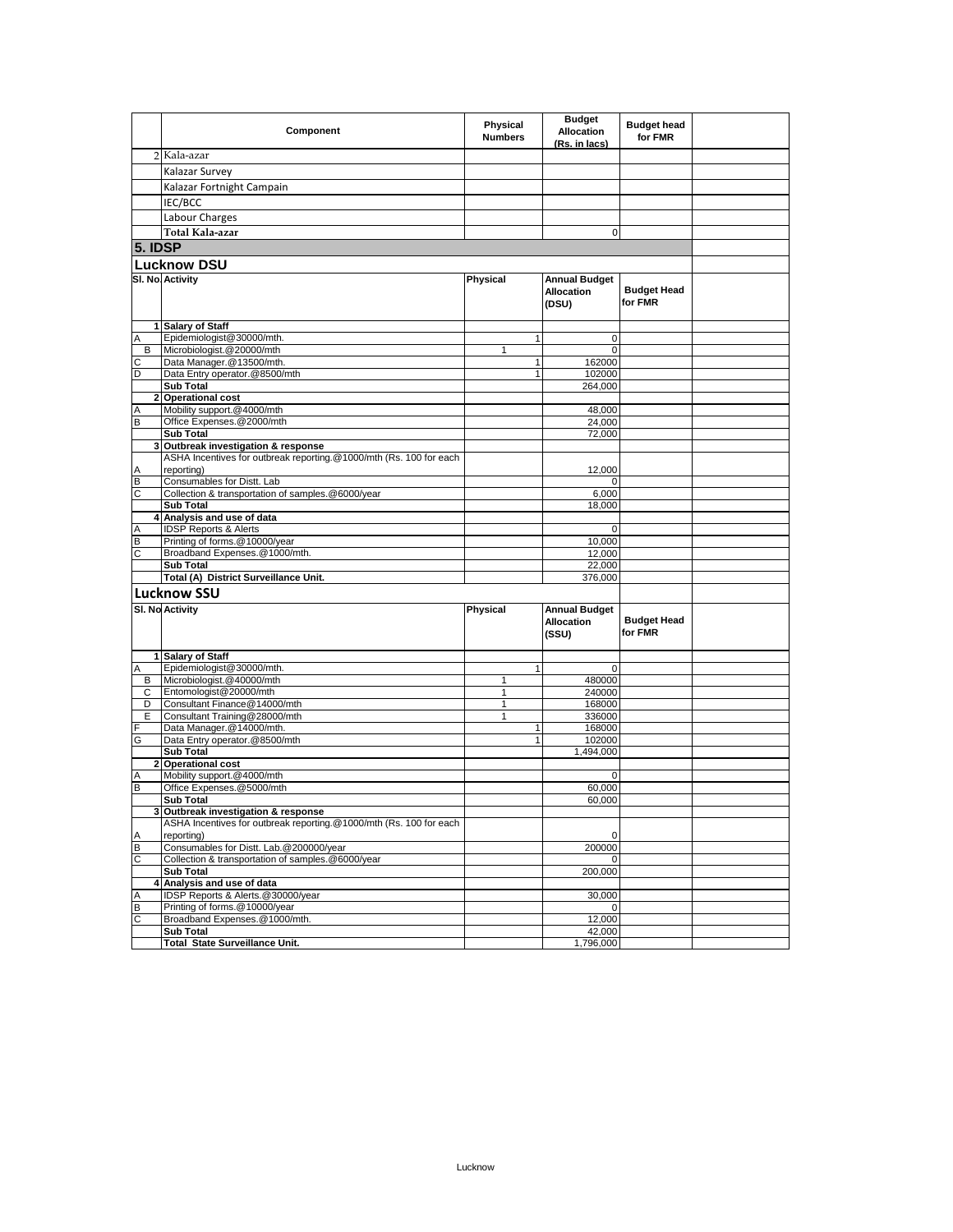| | Component | Physical Numbers | Budget Allocation (Rs. in lacs) | Budget head for FMR | |
|---|---|---|---|---|---|
| 2 | Kala-azar | | | | |
| | Kalazar Survey | | | | |
| | Kalazar Fortnight Campain | | | | |
| | IEC/BCC | | | | |
| | Labour Charges | | | | |
| | Total Kala-azar | | 0 | | |

## 5. IDSP

### Lucknow DSU

| Sl. No | Activity | Physical | Annual Budget Allocation (DSU) | Budget Head for FMR | |
|---|---|---|---|---|---|
| 1 | **Salary of Staff** | | | | |
| A | Epidemiologist@30000/mth. | 1 | 0 | | |
| B | Microbiologist.@20000/mth | 1 | 0 | | |
| C | Data Manager.@13500/mth. | 1 | 162000 | | |
| D | Data Entry operator.@8500/mth | 1 | 102000 | | |
| | **Sub Total** | | 264,000 | | |
| 2 | **Operational cost** | | | | |
| A | Mobility support.@4000/mth | | 48,000 | | |
| B | Office Expenses.@2000/mth | | 24,000 | | |
| | **Sub Total** | | 72,000 | | |
| 3 | **Outbreak investigation & response** | | | | |
| A | ASHA Incentives for outbreak reporting.@1000/mth (Rs. 100 for each reporting) | | 12,000 | | |
| B | Consumables for Distt. Lab | | 0 | | |
| C | Collection & transportation of samples.@6000/year | | 6,000 | | |
| | **Sub Total** | | 18,000 | | |
| 4 | **Analysis and use of data** | | | | |
| A | IDSP Reports & Alerts | | 0 | | |
| B | Printing of forms.@10000/year | | 10,000 | | |
| C | Broadband Expenses.@1000/mth. | | 12,000 | | |
| | **Sub Total** | | 22,000 | | |
| | **Total (A) District Surveillance Unit.** | | 376,000 | | |

### Lucknow SSU

| Sl. No | Activity | Physical | Annual Budget Allocation (SSU) | Budget Head for FMR | |
|---|---|---|---|---|---|
| 1 | **Salary of Staff** | | | | |
| A | Epidemiologist@30000/mth. | 1 | 0 | | |
| B | Microbiologist.@40000/mth | 1 | 480000 | | |
| C | Entomologist@20000/mth | 1 | 240000 | | |
| D | Consultant Finance@14000/mth | 1 | 168000 | | |
| E | Consultant Training@28000/mth | 1 | 336000 | | |
| F | Data Manager.@14000/mth. | 1 | 168000 | | |
| G | Data Entry operator.@8500/mth | 1 | 102000 | | |
| | **Sub Total** | | 1,494,000 | | |
| 2 | **Operational cost** | | | | |
| A | Mobility support.@4000/mth | | 0 | | |
| B | Office Expenses.@5000/mth | | 60,000 | | |
| | **Sub Total** | | 60,000 | | |
| 3 | **Outbreak investigation & response** | | | | |
| A | ASHA Incentives for outbreak reporting.@1000/mth (Rs. 100 for each reporting) | | 0 | | |
| B | Consumables for Distt. Lab.@200000/year | | 200000 | | |
| C | Collection & transportation of samples.@6000/year | | 0 | | |
| | **Sub Total** | | 200,000 | | |
| 4 | **Analysis and use of data** | | | | |
| A | IDSP Reports & Alerts.@30000/year | | 30,000 | | |
| B | Printing of forms.@10000/year | | 0 | | |
| C | Broadband Expenses.@1000/mth. | | 12,000 | | |
| | **Sub Total** | | 42,000 | | |
| | **Total State Surveillance Unit.** | | 1,796,000 | | |